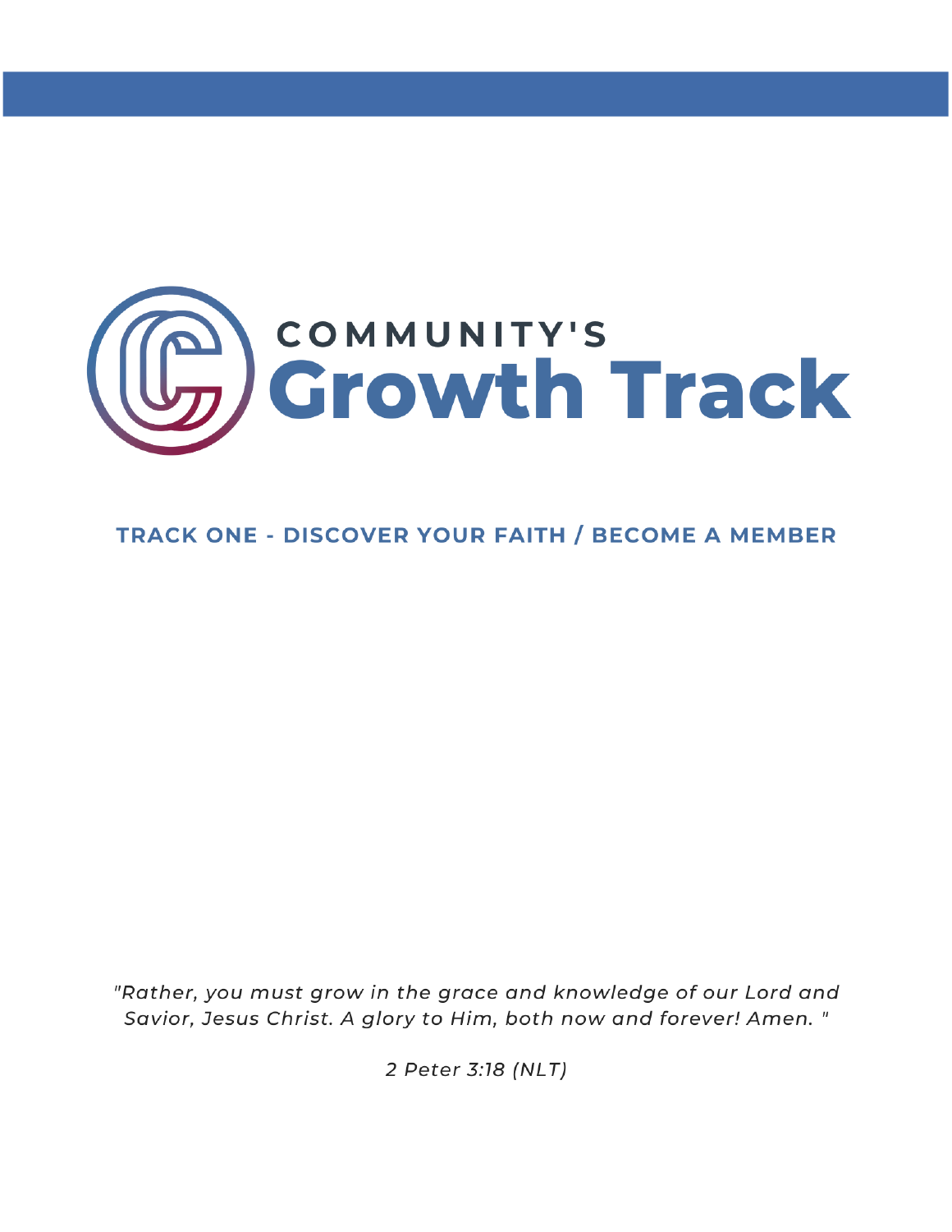# COMMUNITY'S Growth Track

## TRACK ONE - DISCOVER YOUR FAITH / BECOME A MEMBER

*"Rather, you must grow in the grace and knowledge of our Lord and Savior, Jesus Christ. A glory to Him, both now and forever! Amen. "*

*2 Peter 3:18 (NLT)*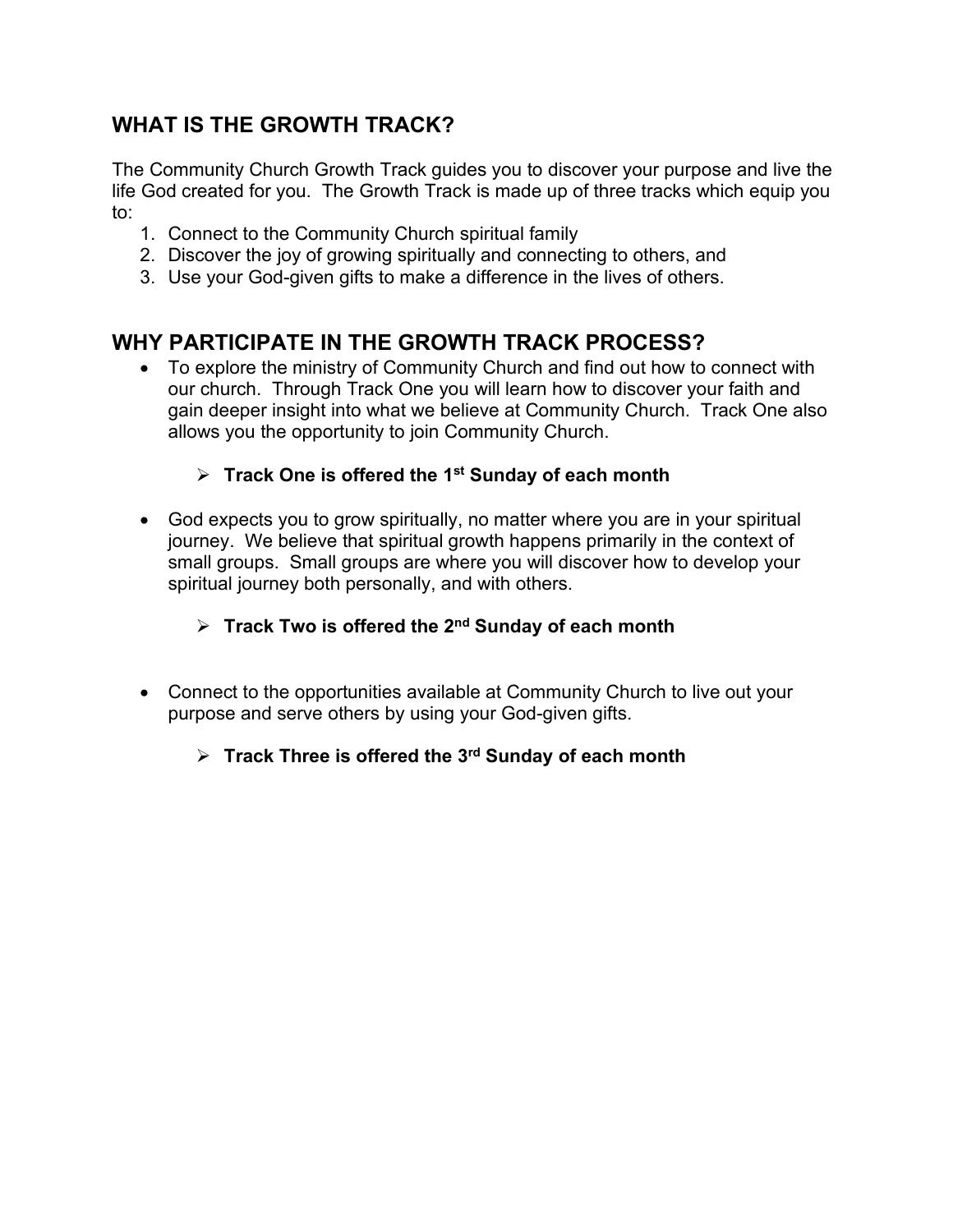## WHAT IS THE GROWTH TRACK?

The Community Church Growth Track guides you to discover your purpose and live the life God created for you. The Growth Track is made up of three tracks which equip you to:

1. Connect to the Community Church spiritual family
2. Discover the joy of growing spiritually and connecting to others, and
3. Use your God-given gifts to make a difference in the lives of others.

## WHY PARTICIPATE IN THE GROWTH TRACK PROCESS?

- To explore the ministry of Community Church and find out how to connect with our church. Through Track One you will learn how to discover your faith and gain deeper insight into what we believe at Community Church. Track One also allows you the opportunity to join Community Church.
  - **Track One is offered the 1st Sunday of each month**
- God expects you to grow spiritually, no matter where you are in your spiritual journey. We believe that spiritual growth happens primarily in the context of small groups. Small groups are where you will discover how to develop your spiritual journey both personally, and with others.
  - **Track Two is offered the 2nd Sunday of each month**
- Connect to the opportunities available at Community Church to live out your purpose and serve others by using your God-given gifts.
  - **Track Three is offered the 3rd Sunday of each month**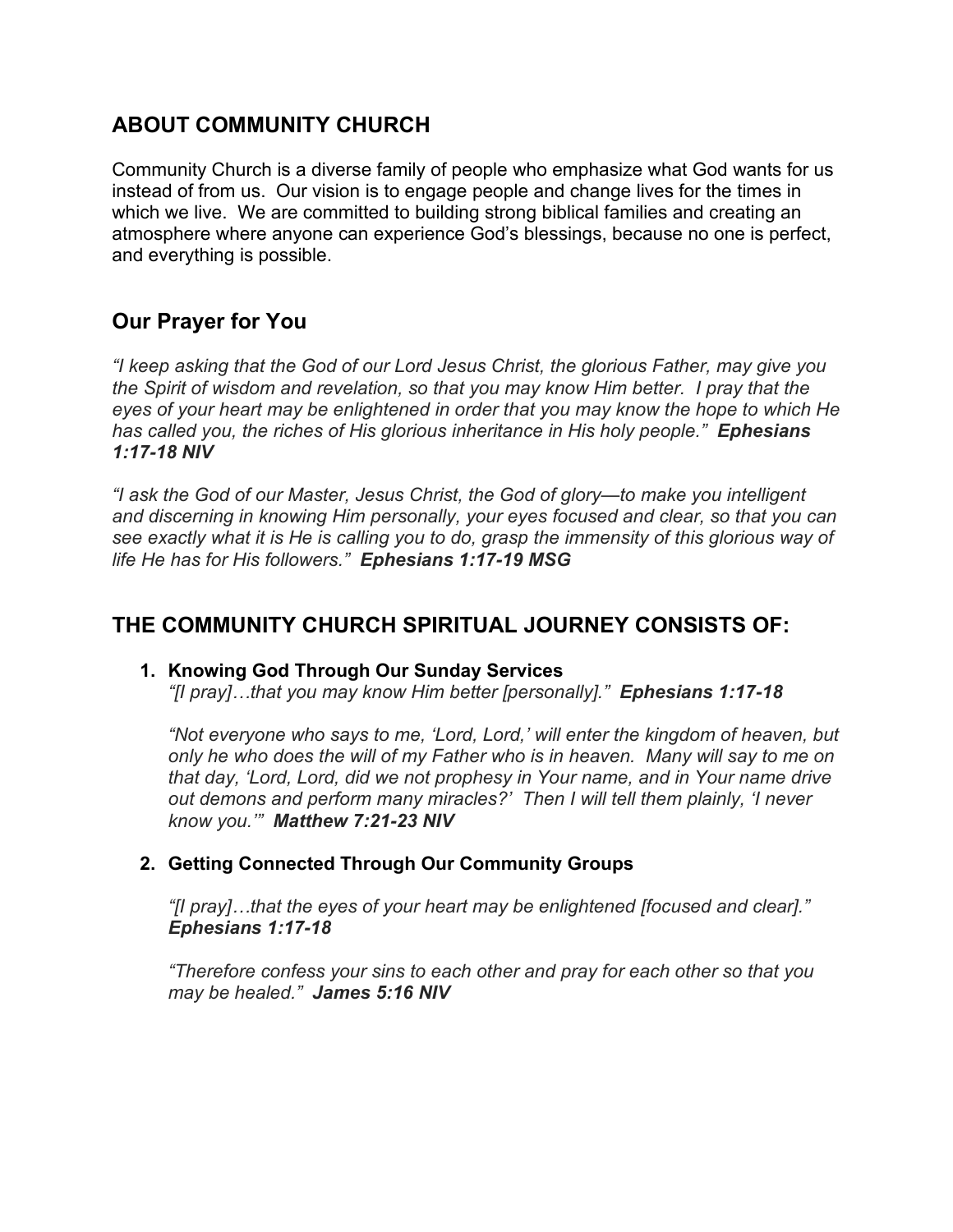## ABOUT COMMUNITY CHURCH

Community Church is a diverse family of people who emphasize what God wants for us instead of from us. Our vision is to engage people and change lives for the times in which we live. We are committed to building strong biblical families and creating an atmosphere where anyone can experience God's blessings, because no one is perfect, and everything is possible.

## Our Prayer for You

*"I keep asking that the God of our Lord Jesus Christ, the glorious Father, may give you the Spirit of wisdom and revelation, so that you may know Him better. I pray that the eyes of your heart may be enlightened in order that you may know the hope to which He has called you, the riches of His glorious inheritance in His holy people."* ***Ephesians 1:17-18 NIV***

*"I ask the God of our Master, Jesus Christ, the God of glory—to make you intelligent and discerning in knowing Him personally, your eyes focused and clear, so that you can see exactly what it is He is calling you to do, grasp the immensity of this glorious way of life He has for His followers."* ***Ephesians 1:17-19 MSG***

## THE COMMUNITY CHURCH SPIRITUAL JOURNEY CONSISTS OF:

1. **Knowing God Through Our Sunday Services**

   *"[I pray]…that you may know Him better [personally]."* ***Ephesians 1:17-18***

   *"Not everyone who says to me, 'Lord, Lord,' will enter the kingdom of heaven, but only he who does the will of my Father who is in heaven. Many will say to me on that day, 'Lord, Lord, did we not prophesy in Your name, and in Your name drive out demons and perform many miracles?' Then I will tell them plainly, 'I never know you.'"* ***Matthew 7:21-23 NIV***

2. **Getting Connected Through Our Community Groups**

   *"[I pray]…that the eyes of your heart may be enlightened [focused and clear]."* ***Ephesians 1:17-18***

   *"Therefore confess your sins to each other and pray for each other so that you may be healed."* ***James 5:16 NIV***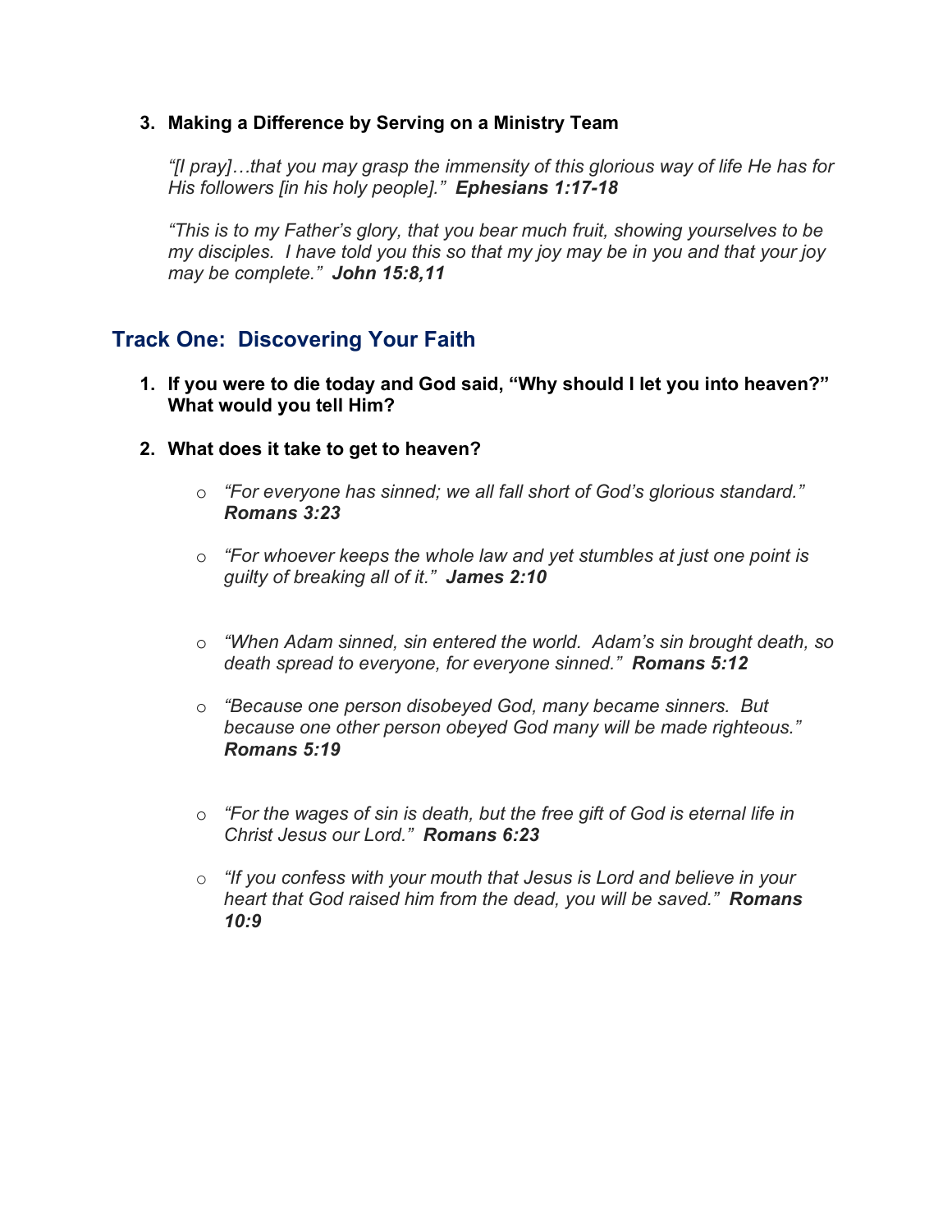3. **Making a Difference by Serving on a Ministry Team**

   *"[I pray]…that you may grasp the immensity of this glorious way of life He has for His followers [in his holy people]."* ***Ephesians 1:17-18***

   *"This is to my Father's glory, that you bear much fruit, showing yourselves to be my disciples. I have told you this so that my joy may be in you and that your joy may be complete."* ***John 15:8,11***

## Track One: Discovering Your Faith

1. **If you were to die today and God said, "Why should I let you into heaven?" What would you tell Him?**

2. **What does it take to get to heaven?**

   - *"For everyone has sinned; we all fall short of God's glorious standard."* ***Romans 3:23***

   - *"For whoever keeps the whole law and yet stumbles at just one point is guilty of breaking all of it."* ***James 2:10***

   - *"When Adam sinned, sin entered the world. Adam's sin brought death, so death spread to everyone, for everyone sinned."* ***Romans 5:12***

   - *"Because one person disobeyed God, many became sinners. But because one other person obeyed God many will be made righteous."* ***Romans 5:19***

   - *"For the wages of sin is death, but the free gift of God is eternal life in Christ Jesus our Lord."* ***Romans 6:23***

   - *"If you confess with your mouth that Jesus is Lord and believe in your heart that God raised him from the dead, you will be saved."* ***Romans 10:9***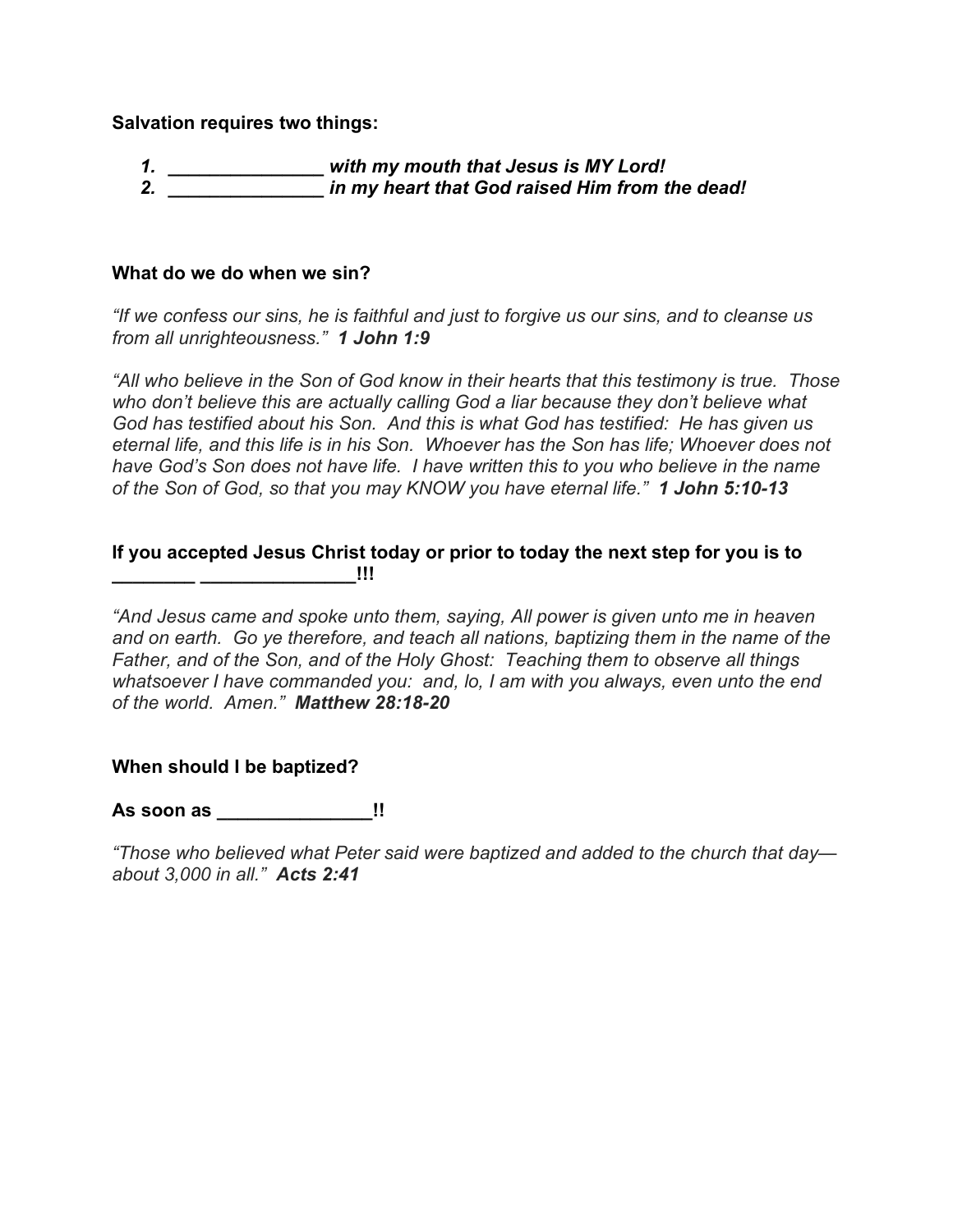**Salvation requires two things:**

1. ***_______________ with my mouth that Jesus is MY Lord!***
2. ***_______________ in my heart that God raised Him from the dead!***

**What do we do when we sin?**

*"If we confess our sins, he is faithful and just to forgive us our sins, and to cleanse us from all unrighteousness."* ***1 John 1:9***

*"All who believe in the Son of God know in their hearts that this testimony is true. Those who don't believe this are actually calling God a liar because they don't believe what God has testified about his Son. And this is what God has testified: He has given us eternal life, and this life is in his Son. Whoever has the Son has life; Whoever does not have God's Son does not have life. I have written this to you who believe in the name of the Son of God, so that you may KNOW you have eternal life."* ***1 John 5:10-13***

**If you accepted Jesus Christ today or prior to today the next step for you is to ________ _______________!!!**

*"And Jesus came and spoke unto them, saying, All power is given unto me in heaven and on earth. Go ye therefore, and teach all nations, baptizing them in the name of the Father, and of the Son, and of the Holy Ghost: Teaching them to observe all things whatsoever I have commanded you: and, lo, I am with you always, even unto the end of the world. Amen."* ***Matthew 28:18-20***

**When should I be baptized?**

**As soon as _______________!!**

*"Those who believed what Peter said were baptized and added to the church that day—about 3,000 in all."* ***Acts 2:41***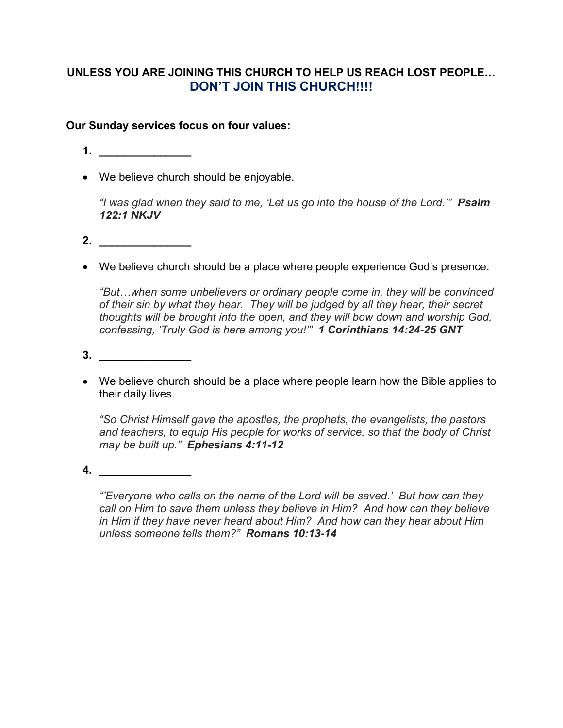**UNLESS YOU ARE JOINING THIS CHURCH TO HELP US REACH LOST PEOPLE…**
**DON'T JOIN THIS CHURCH!!!!**

**Our Sunday services focus on four values:**

1. **_______________**

- We believe church should be enjoyable.

  *"I was glad when they said to me, 'Let us go into the house of the Lord.'"* ***Psalm 122:1 NKJV***

2. **_______________**

- We believe church should be a place where people experience God's presence.

  *"But…when some unbelievers or ordinary people come in, they will be convinced of their sin by what they hear. They will be judged by all they hear, their secret thoughts will be brought into the open, and they will bow down and worship God, confessing, 'Truly God is here among you!'"* ***1 Corinthians 14:24-25 GNT***

3. **_______________**

- We believe church should be a place where people learn how the Bible applies to their daily lives.

  *"So Christ Himself gave the apostles, the prophets, the evangelists, the pastors and teachers, to equip His people for works of service, so that the body of Christ may be built up."* ***Ephesians 4:11-12***

4. **_______________**

  *"'Everyone who calls on the name of the Lord will be saved.' But how can they call on Him to save them unless they believe in Him? And how can they believe in Him if they have never heard about Him? And how can they hear about Him unless someone tells them?"* ***Romans 10:13-14***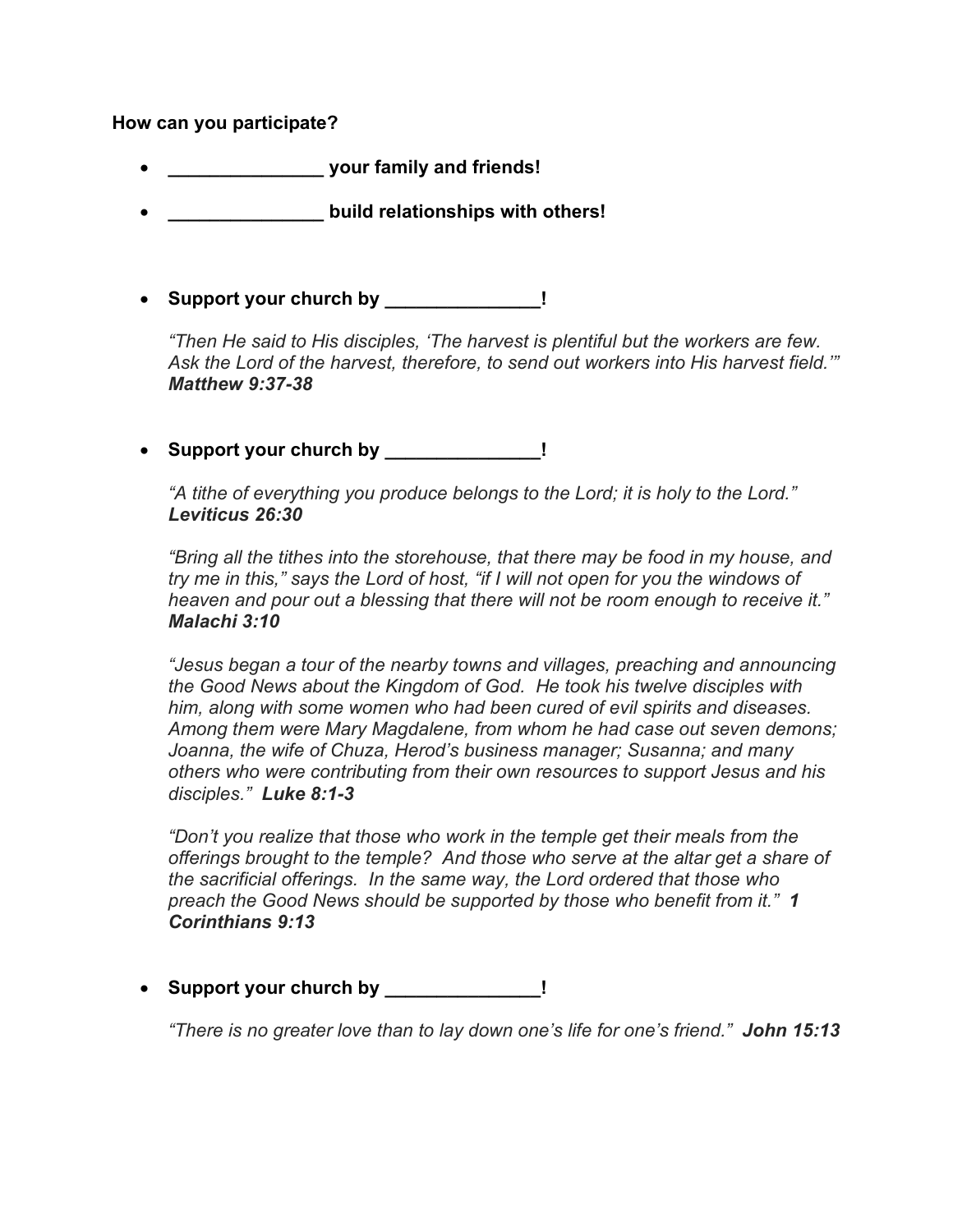**How can you participate?**

- **_______________ your family and friends!**
- **_______________ build relationships with others!**

- **Support your church by _______________!**

  *"Then He said to His disciples, 'The harvest is plentiful but the workers are few. Ask the Lord of the harvest, therefore, to send out workers into His harvest field.'"* ***Matthew 9:37-38***

- **Support your church by _______________!**

  *"A tithe of everything you produce belongs to the Lord; it is holy to the Lord."* ***Leviticus 26:30***

  *"Bring all the tithes into the storehouse, that there may be food in my house, and try me in this," says the Lord of host, "if I will not open for you the windows of heaven and pour out a blessing that there will not be room enough to receive it."* ***Malachi 3:10***

  *"Jesus began a tour of the nearby towns and villages, preaching and announcing the Good News about the Kingdom of God. He took his twelve disciples with him, along with some women who had been cured of evil spirits and diseases. Among them were Mary Magdalene, from whom he had case out seven demons; Joanna, the wife of Chuza, Herod's business manager; Susanna; and many others who were contributing from their own resources to support Jesus and his disciples."* ***Luke 8:1-3***

  *"Don't you realize that those who work in the temple get their meals from the offerings brought to the temple? And those who serve at the altar get a share of the sacrificial offerings. In the same way, the Lord ordered that those who preach the Good News should be supported by those who benefit from it."* ***1 Corinthians 9:13***

- **Support your church by _______________!**

  *"There is no greater love than to lay down one's life for one's friend."* ***John 15:13***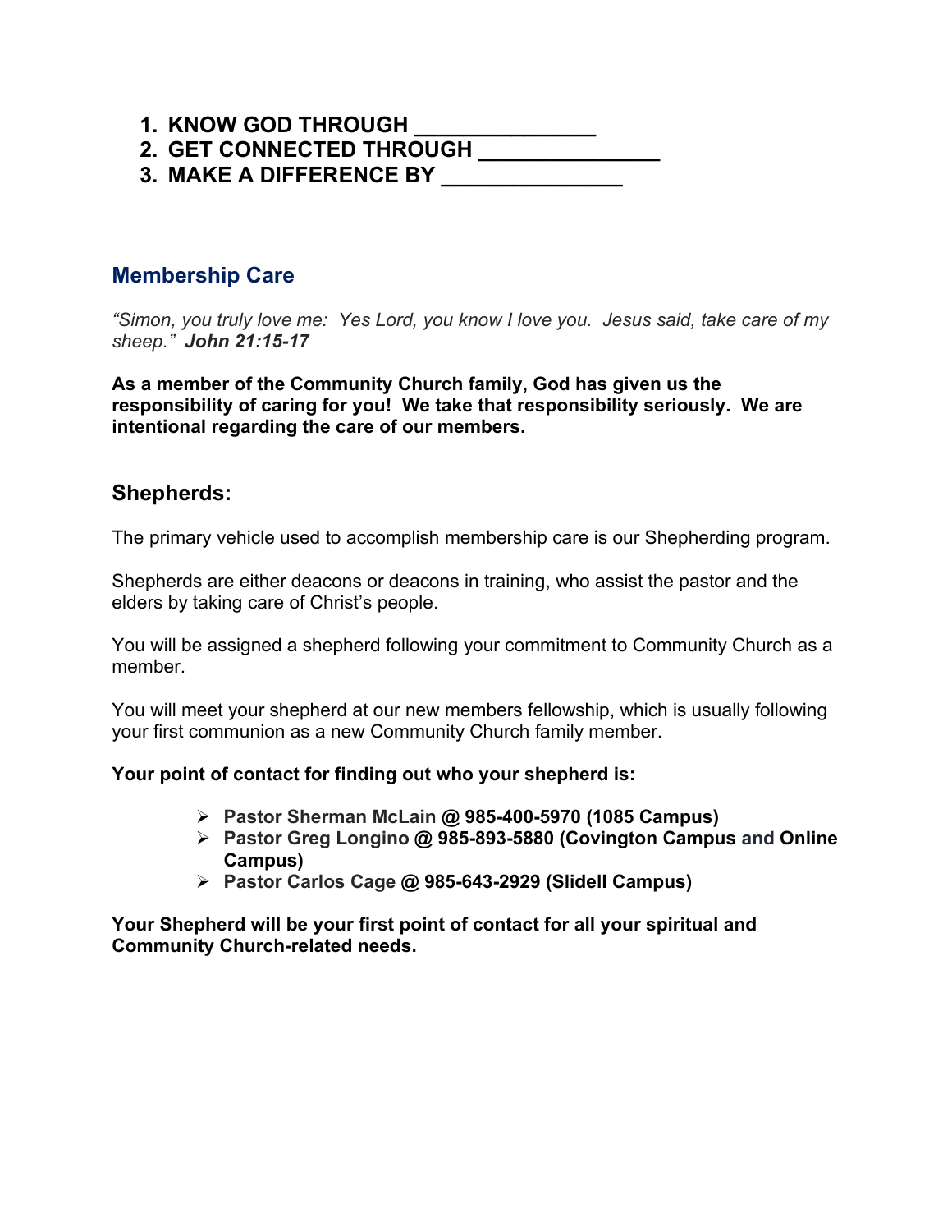1. **KNOW GOD THROUGH _______________**
2. **GET CONNECTED THROUGH _______________**
3. **MAKE A DIFFERENCE BY _______________**

## Membership Care

*"Simon, you truly love me: Yes Lord, you know I love you. Jesus said, take care of my sheep."* ***John 21:15-17***

**As a member of the Community Church family, God has given us the responsibility of caring for you! We take that responsibility seriously. We are intentional regarding the care of our members.**

## Shepherds:

The primary vehicle used to accomplish membership care is our Shepherding program.

Shepherds are either deacons or deacons in training, who assist the pastor and the elders by taking care of Christ's people.

You will be assigned a shepherd following your commitment to Community Church as a member.

You will meet your shepherd at our new members fellowship, which is usually following your first communion as a new Community Church family member.

**Your point of contact for finding out who your shepherd is:**

- **Pastor Sherman McLain @ 985-400-5970 (1085 Campus)**
- **Pastor Greg Longino @ 985-893-5880 (Covington Campus and Online Campus)**
- **Pastor Carlos Cage @ 985-643-2929 (Slidell Campus)**

**Your Shepherd will be your first point of contact for all your spiritual and Community Church-related needs.**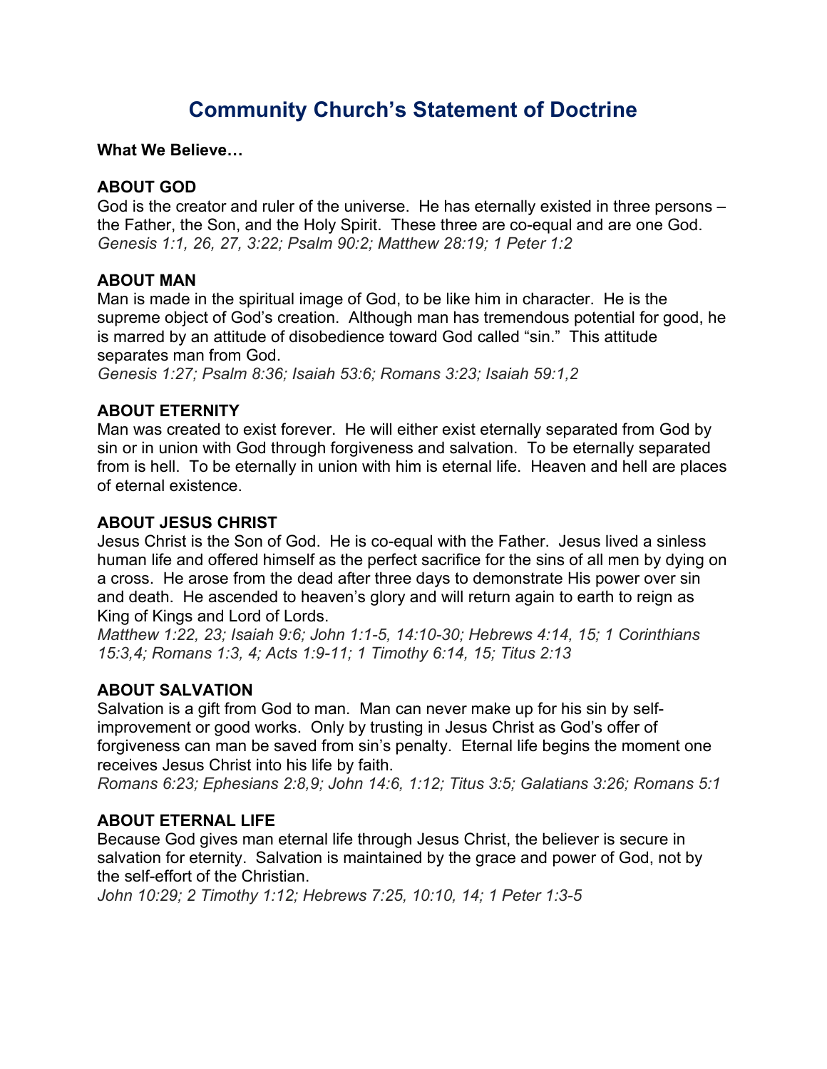# Community Church's Statement of Doctrine

**What We Believe…**

**ABOUT GOD**

God is the creator and ruler of the universe. He has eternally existed in three persons – the Father, the Son, and the Holy Spirit. These three are co-equal and are one God.
*Genesis 1:1, 26, 27, 3:22; Psalm 90:2; Matthew 28:19; 1 Peter 1:2*

**ABOUT MAN**

Man is made in the spiritual image of God, to be like him in character. He is the supreme object of God's creation. Although man has tremendous potential for good, he is marred by an attitude of disobedience toward God called "sin." This attitude separates man from God.
*Genesis 1:27; Psalm 8:36; Isaiah 53:6; Romans 3:23; Isaiah 59:1,2*

**ABOUT ETERNITY**

Man was created to exist forever. He will either exist eternally separated from God by sin or in union with God through forgiveness and salvation. To be eternally separated from is hell. To be eternally in union with him is eternal life. Heaven and hell are places of eternal existence.

**ABOUT JESUS CHRIST**

Jesus Christ is the Son of God. He is co-equal with the Father. Jesus lived a sinless human life and offered himself as the perfect sacrifice for the sins of all men by dying on a cross. He arose from the dead after three days to demonstrate His power over sin and death. He ascended to heaven's glory and will return again to earth to reign as King of Kings and Lord of Lords.
*Matthew 1:22, 23; Isaiah 9:6; John 1:1-5, 14:10-30; Hebrews 4:14, 15; 1 Corinthians 15:3,4; Romans 1:3, 4; Acts 1:9-11; 1 Timothy 6:14, 15; Titus 2:13*

**ABOUT SALVATION**

Salvation is a gift from God to man. Man can never make up for his sin by self-improvement or good works. Only by trusting in Jesus Christ as God's offer of forgiveness can man be saved from sin's penalty. Eternal life begins the moment one receives Jesus Christ into his life by faith.
*Romans 6:23; Ephesians 2:8,9; John 14:6, 1:12; Titus 3:5; Galatians 3:26; Romans 5:1*

**ABOUT ETERNAL LIFE**

Because God gives man eternal life through Jesus Christ, the believer is secure in salvation for eternity. Salvation is maintained by the grace and power of God, not by the self-effort of the Christian.
*John 10:29; 2 Timothy 1:12; Hebrews 7:25, 10:10, 14; 1 Peter 1:3-5*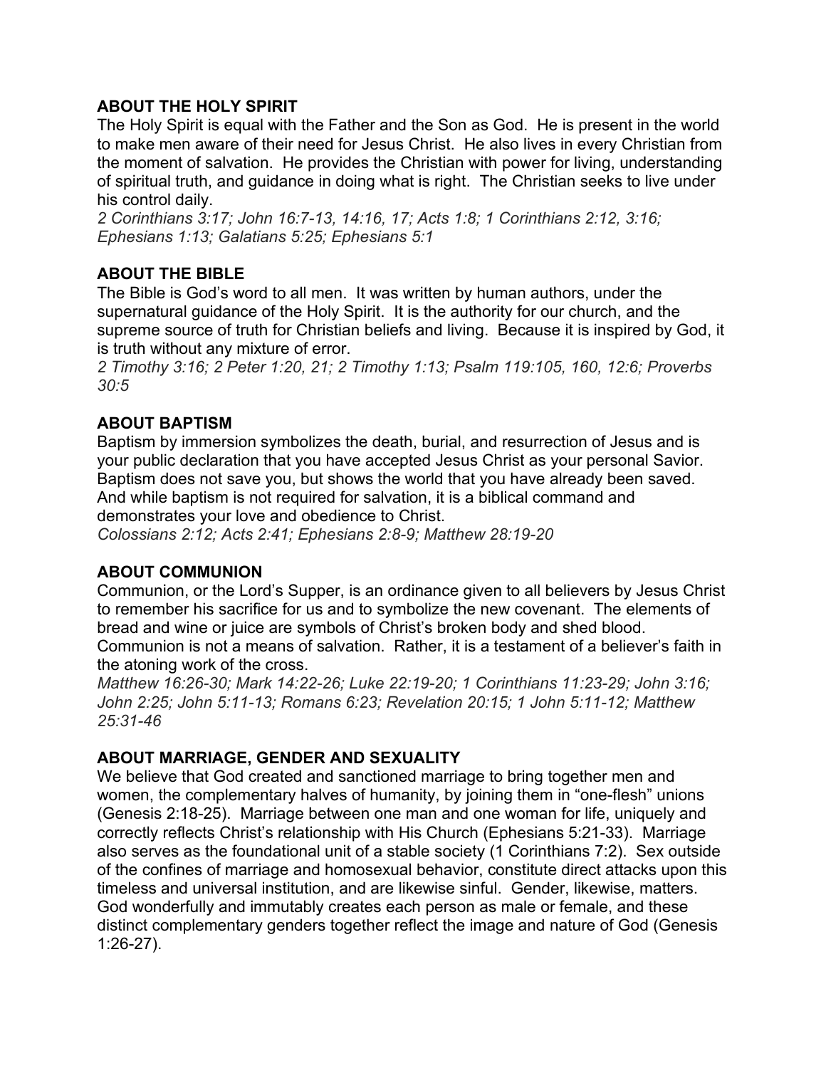## ABOUT THE HOLY SPIRIT

The Holy Spirit is equal with the Father and the Son as God. He is present in the world to make men aware of their need for Jesus Christ. He also lives in every Christian from the moment of salvation. He provides the Christian with power for living, understanding of spiritual truth, and guidance in doing what is right. The Christian seeks to live under his control daily.

*2 Corinthians 3:17; John 16:7-13, 14:16, 17; Acts 1:8; 1 Corinthians 2:12, 3:16; Ephesians 1:13; Galatians 5:25; Ephesians 5:1*

## ABOUT THE BIBLE

The Bible is God's word to all men. It was written by human authors, under the supernatural guidance of the Holy Spirit. It is the authority for our church, and the supreme source of truth for Christian beliefs and living. Because it is inspired by God, it is truth without any mixture of error.

*2 Timothy 3:16; 2 Peter 1:20, 21; 2 Timothy 1:13; Psalm 119:105, 160, 12:6; Proverbs 30:5*

## ABOUT BAPTISM

Baptism by immersion symbolizes the death, burial, and resurrection of Jesus and is your public declaration that you have accepted Jesus Christ as your personal Savior. Baptism does not save you, but shows the world that you have already been saved. And while baptism is not required for salvation, it is a biblical command and demonstrates your love and obedience to Christ.

*Colossians 2:12; Acts 2:41; Ephesians 2:8-9; Matthew 28:19-20*

## ABOUT COMMUNION

Communion, or the Lord's Supper, is an ordinance given to all believers by Jesus Christ to remember his sacrifice for us and to symbolize the new covenant. The elements of bread and wine or juice are symbols of Christ's broken body and shed blood. Communion is not a means of salvation. Rather, it is a testament of a believer's faith in the atoning work of the cross.

*Matthew 16:26-30; Mark 14:22-26; Luke 22:19-20; 1 Corinthians 11:23-29; John 3:16; John 2:25; John 5:11-13; Romans 6:23; Revelation 20:15; 1 John 5:11-12; Matthew 25:31-46*

## ABOUT MARRIAGE, GENDER AND SEXUALITY

We believe that God created and sanctioned marriage to bring together men and women, the complementary halves of humanity, by joining them in "one-flesh" unions (Genesis 2:18-25). Marriage between one man and one woman for life, uniquely and correctly reflects Christ's relationship with His Church (Ephesians 5:21-33). Marriage also serves as the foundational unit of a stable society (1 Corinthians 7:2). Sex outside of the confines of marriage and homosexual behavior, constitute direct attacks upon this timeless and universal institution, and are likewise sinful. Gender, likewise, matters. God wonderfully and immutably creates each person as male or female, and these distinct complementary genders together reflect the image and nature of God (Genesis 1:26-27).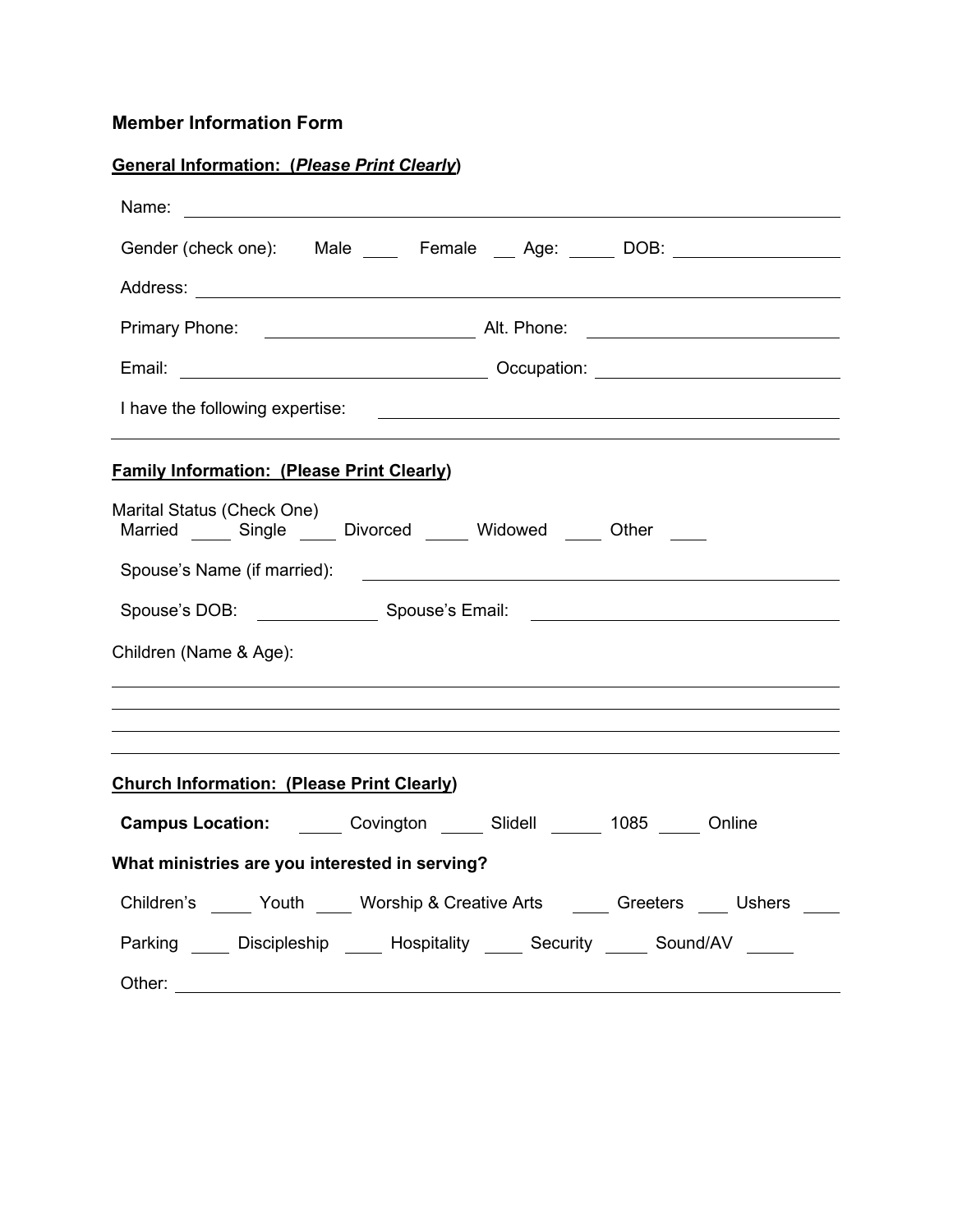# Member Information Form

## General Information: (*Please Print Clearly*)

Name: ______________________________________________________________

Gender (check one): Male ____ Female __ Age: _____ DOB: __________________

Address: ____________________________________________________________

Primary Phone: ______________________ Alt. Phone: __________________________

Email: _________________________________ Occupation: _________________________

I have the following expertise: ________________________________________________

______________________________________________________________________

## Family Information: (Please Print Clearly)

Marital Status (Check One)
Married _____ Single ____ Divorced _____ Widowed ____ Other ____

Spouse's Name (if married): ____________________________________________

Spouse's DOB: _____________ Spouse's Email: _______________________________

Children (Name & Age):

______________________________________________________________________

______________________________________________________________________

______________________________________________________________________

______________________________________________________________________

## Church Information: (Please Print Clearly)

**Campus Location:** _____ Covington _____ Slidell _____ 1085 _____ Online

**What ministries are you interested in serving?**

Children's _____ Youth ____ Worship & Creative Arts ____ Greeters ____ Ushers ____

Parking ____ Discipleship ____ Hospitality ____ Security _____ Sound/AV _____

Other: ______________________________________________________________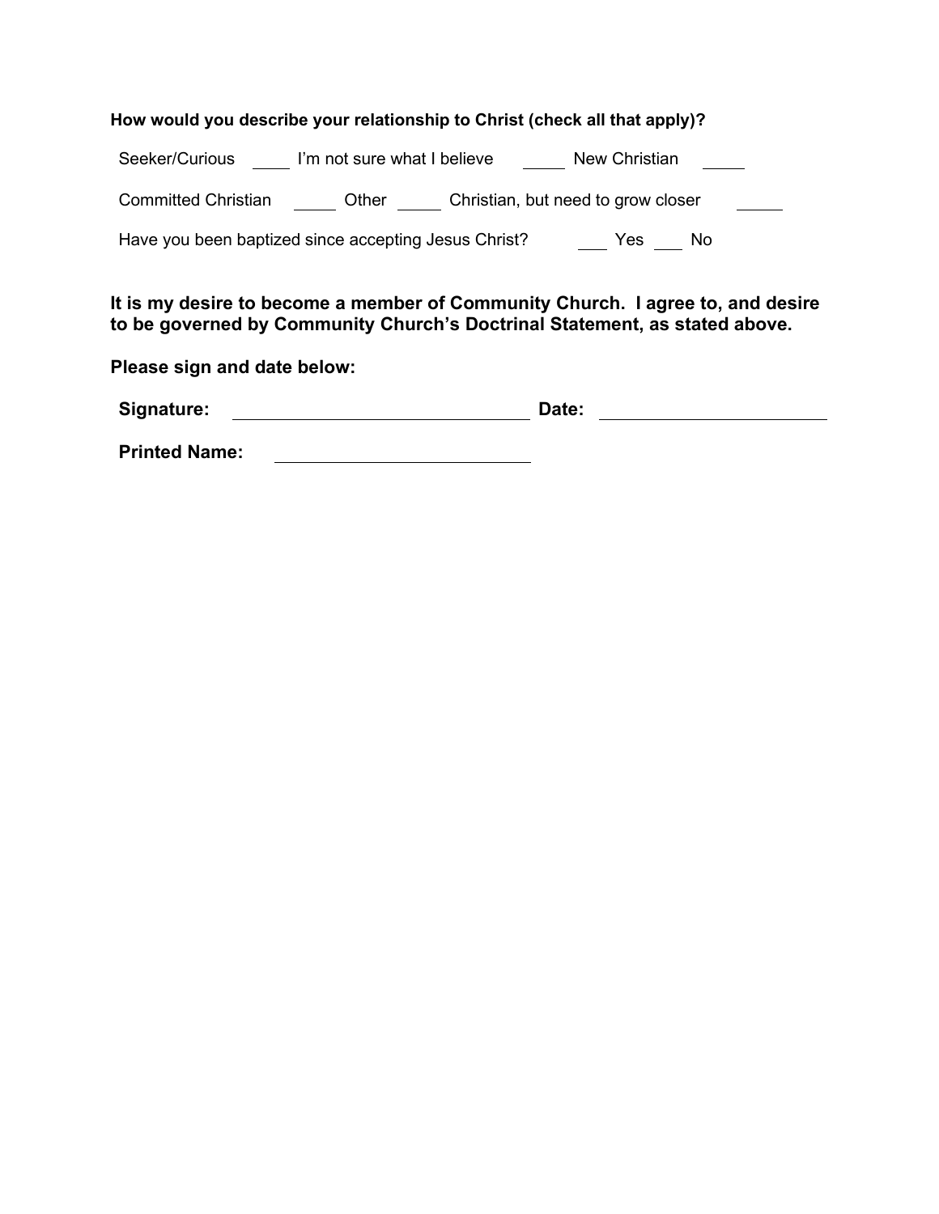**How would you describe your relationship to Christ (check all that apply)?**

Seeker/Curious \_\_\_\_ I'm not sure what I believe \_\_\_\_\_ New Christian \_\_\_\_\_

Committed Christian \_\_\_\_\_ Other \_\_\_\_\_ Christian, but need to grow closer \_\_\_\_\_

Have you been baptized since accepting Jesus Christ? \_\_\_ Yes \_\_\_ No

**It is my desire to become a member of Community Church. I agree to, and desire to be governed by Community Church's Doctrinal Statement, as stated above.**

**Please sign and date below:**

**Signature:** \_\_\_\_\_\_\_\_\_\_\_\_\_\_\_\_\_\_\_\_\_\_\_\_\_\_\_\_\_\_\_\_ **Date:** \_\_\_\_\_\_\_\_\_\_\_\_\_\_\_\_\_\_\_\_\_\_\_\_\_

**Printed Name:** \_\_\_\_\_\_\_\_\_\_\_\_\_\_\_\_\_\_\_\_\_\_\_\_\_\_\_\_